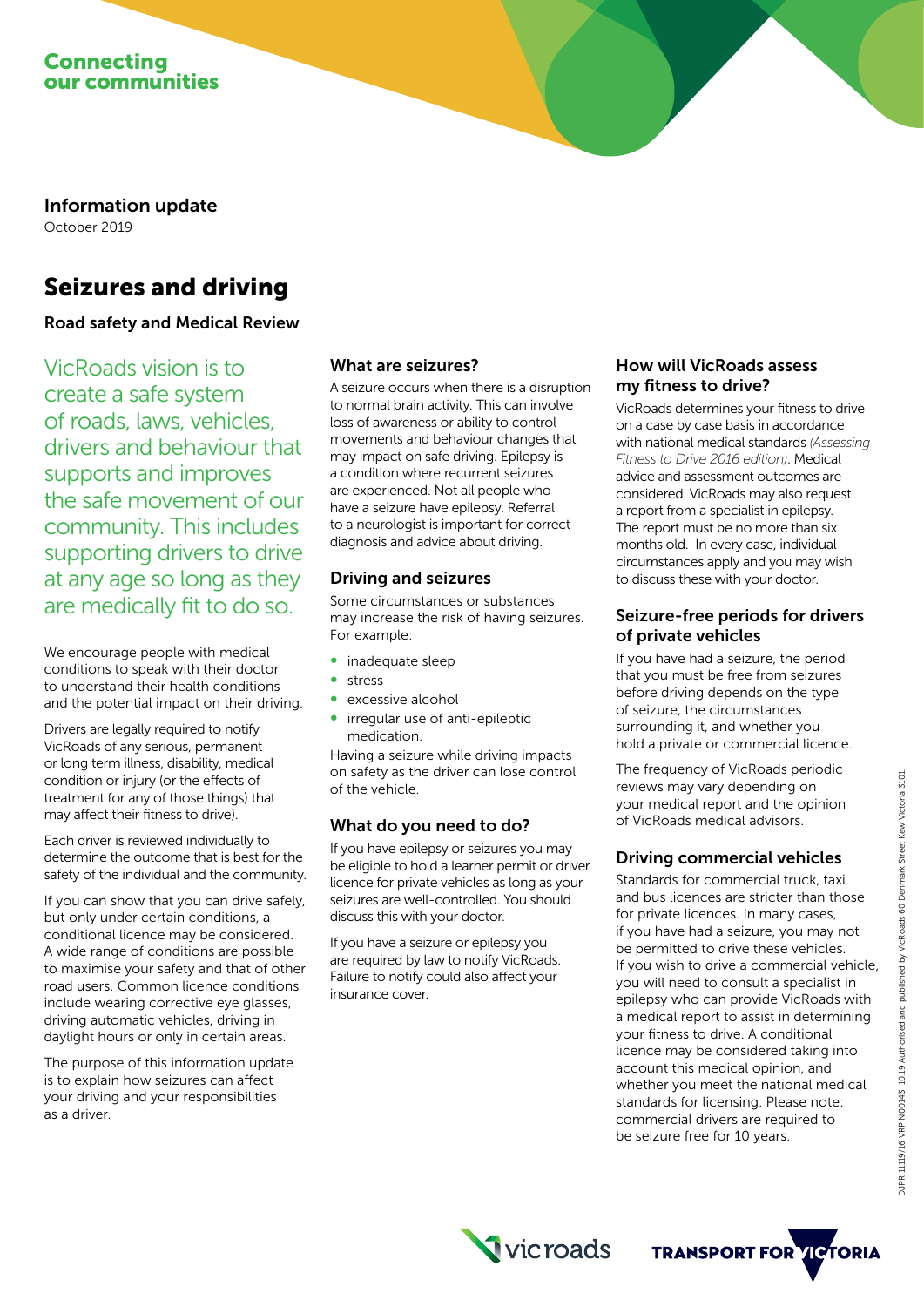Connecting our communities

**Information update**

October 2019

# Seizures and driving

**Road safety and Medical Review**

VicRoads vision is to create a safe system of roads, laws, vehicles, drivers and behaviour that supports and improves the safe movement of our community. This includes supporting drivers to drive at any age so long as they are medically fit to do so.

We encourage people with medical conditions to speak with their doctor to understand their health conditions and the potential impact on their driving.

Drivers are legally required to notify VicRoads of any serious, permanent or long term illness, disability, medical condition or injury (or the effects of treatment for any of those things) that may affect their fitness to drive).

Each driver is reviewed individually to determine the outcome that is best for the safety of the individual and the community.

If you can show that you can drive safely, but only under certain conditions, a conditional licence may be considered. A wide range of conditions are possible to maximise your safety and that of other road users. Common licence conditions include wearing corrective eye glasses, driving automatic vehicles, driving in daylight hours or only in certain areas.

The purpose of this information update is to explain how seizures can affect your driving and your responsibilities as a driver.

## What are seizures?

A seizure occurs when there is a disruption to normal brain activity. This can involve loss of awareness or ability to control movements and behaviour changes that may impact on safe driving. Epilepsy is a condition where recurrent seizures are experienced. Not all people who have a seizure have epilepsy. Referral to a neurologist is important for correct diagnosis and advice about driving.

## Driving and seizures

Some circumstances or substances may increase the risk of having seizures. For example:

- inadequate sleep
- stress
- excessive alcohol
- irregular use of anti-epileptic medication.

Having a seizure while driving impacts on safety as the driver can lose control of the vehicle.

## What do you need to do?

If you have epilepsy or seizures you may be eligible to hold a learner permit or driver licence for private vehicles as long as your seizures are well-controlled. You should discuss this with your doctor.

If you have a seizure or epilepsy you are required by law to notify VicRoads. Failure to notify could also affect your insurance cover.

## How will VicRoads assess my fitness to drive?

VicRoads determines your fitness to drive on a case by case basis in accordance with national medical standards *(Assessing Fitness to Drive 2016 edition)*. Medical advice and assessment outcomes are considered. VicRoads may also request a report from a specialist in epilepsy. The report must be no more than six months old. In every case, individual circumstances apply and you may wish to discuss these with your doctor.

## Seizure-free periods for drivers of private vehicles

If you have had a seizure, the period that you must be free from seizures before driving depends on the type of seizure, the circumstances surrounding it, and whether you hold a private or commercial licence.

The frequency of VicRoads periodic reviews may vary depending on your medical report and the opinion of VicRoads medical advisors.

## Driving commercial vehicles

Standards for commercial truck, taxi and bus licences are stricter than those for private licences. In many cases, if you have had a seizure, you may not be permitted to drive these vehicles. If you wish to drive a commercial vehicle, you will need to consult a specialist in epilepsy who can provide VicRoads with a medical report to assist in determining your fitness to drive. A conditional licence may be considered taking into account this medical opinion, and whether you meet the national medical standards for licensing. Please note: commercial drivers are required to be seizure free for 10 years.

DJPR 11119/16 VRPIN00143 10.19 Authorised and published by VicRoads 60 Denmark Street Kew Victoria 3101.

vicroads TRANSPORT FOR VICTORIA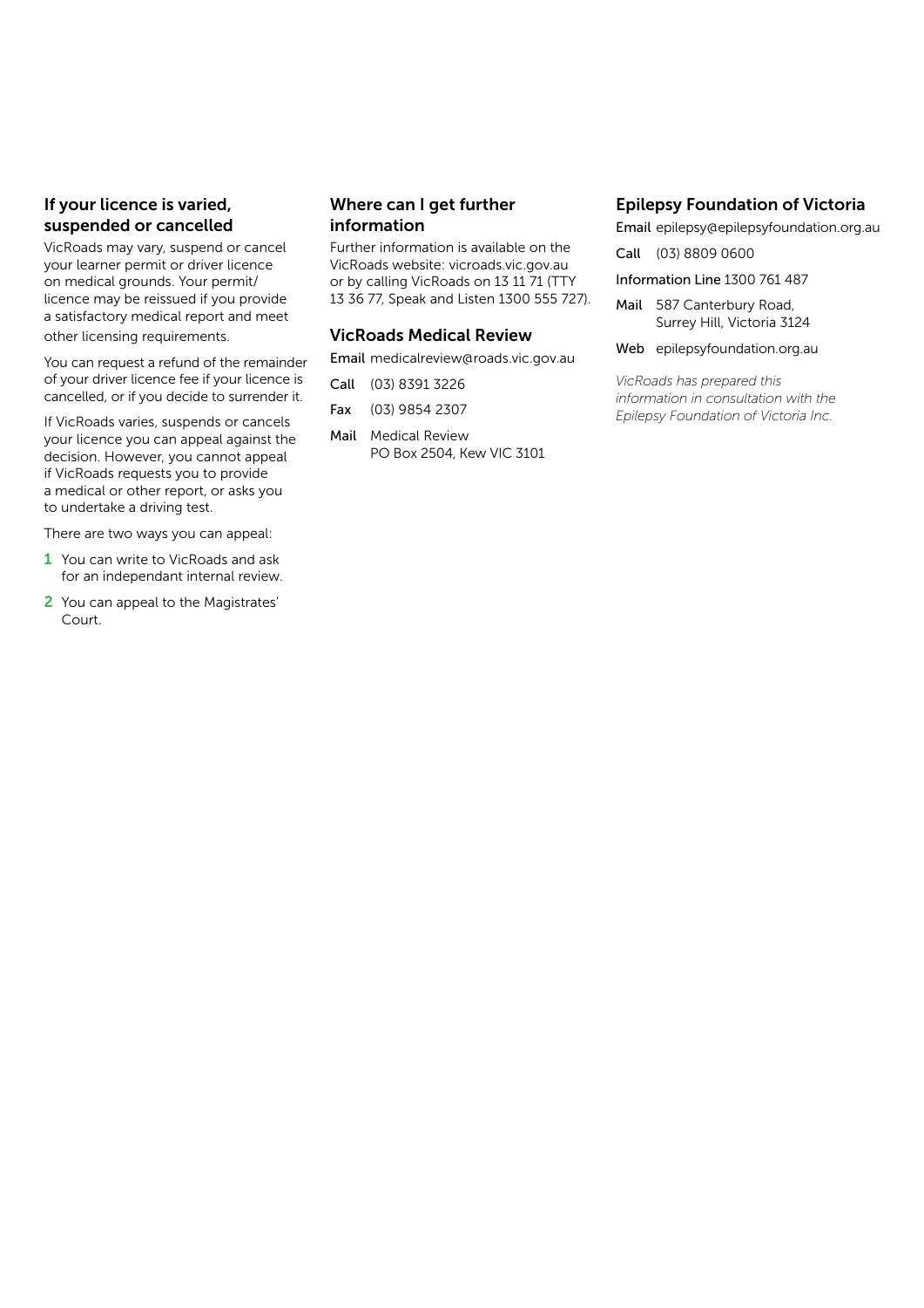## If your licence is varied, suspended or cancelled

VicRoads may vary, suspend or cancel your learner permit or driver licence on medical grounds. Your permit/licence may be reissued if you provide a satisfactory medical report and meet other licensing requirements.

You can request a refund of the remainder of your driver licence fee if your licence is cancelled, or if you decide to surrender it.

If VicRoads varies, suspends or cancels your licence you can appeal against the decision. However, you cannot appeal if VicRoads requests you to provide a medical or other report, or asks you to undertake a driving test.

There are two ways you can appeal:

1. You can write to VicRoads and ask for an independant internal review.
2. You can appeal to the Magistrates' Court.

## Where can I get further information

Further information is available on the VicRoads website: vicroads.vic.gov.au or by calling VicRoads on 13 11 71 (TTY 13 36 77, Speak and Listen 1300 555 727).

## VicRoads Medical Review

**Email** medicalreview@roads.vic.gov.au

**Call** (03) 8391 3226

**Fax** (03) 9854 2307

**Mail** Medical Review
PO Box 2504, Kew VIC 3101

## Epilepsy Foundation of Victoria

**Email** epilepsy@epilepsyfoundation.org.au

**Call** (03) 8809 0600

**Information Line** 1300 761 487

**Mail** 587 Canterbury Road,
Surrey Hill, Victoria 3124

**Web** epilepsyfoundation.org.au

*VicRoads has prepared this information in consultation with the Epilepsy Foundation of Victoria Inc.*